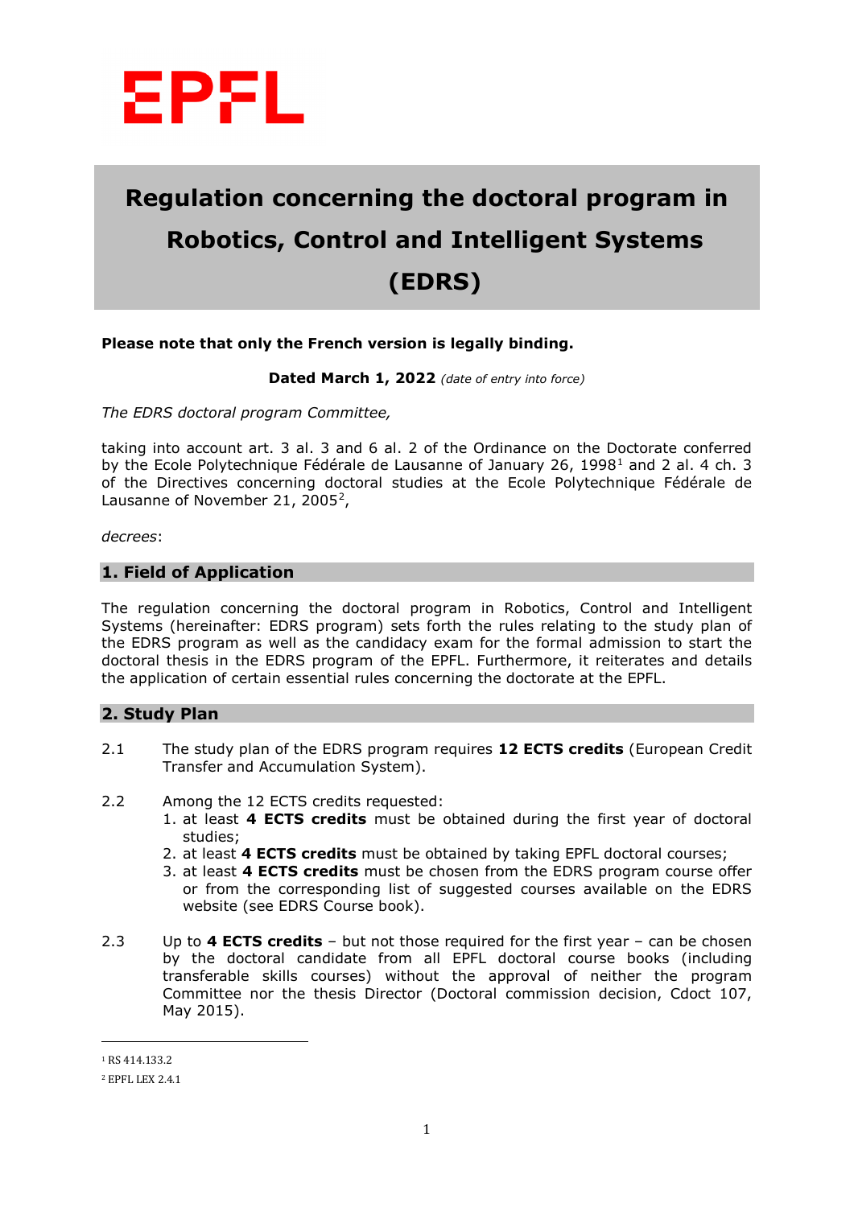# Regulation concerning the doctoral program in Robotics, Control and Intelligent Systems (EDRS)

**Please note that only the French version is legally binding.**

**Dated March 1, 2022** *(date of entry into force)*

*The EDRS doctoral program Committee,*

taking into account art. 3 al. 3 and 6 al. 2 of the Ordinance on the Doctorate conferred by the Ecole Polytechnique Fédérale de Lausanne of January 26, 1998[1] and 2 al. 4 ch. 3 of the Directives concerning doctoral studies at the Ecole Polytechnique Fédérale de Lausanne of November 21, 2005[2],

*decrees*:

## 1. Field of Application

The regulation concerning the doctoral program in Robotics, Control and Intelligent Systems (hereinafter: EDRS program) sets forth the rules relating to the study plan of the EDRS program as well as the candidacy exam for the formal admission to start the doctoral thesis in the EDRS program of the EPFL. Furthermore, it reiterates and details the application of certain essential rules concerning the doctorate at the EPFL.

## 2. Study Plan

2.1 The study plan of the EDRS program requires **12 ECTS credits** (European Credit Transfer and Accumulation System).

2.2 Among the 12 ECTS credits requested:
1. at least **4 ECTS credits** must be obtained during the first year of doctoral studies;
2. at least **4 ECTS credits** must be obtained by taking EPFL doctoral courses;
3. at least **4 ECTS credits** must be chosen from the EDRS program course offer or from the corresponding list of suggested courses available on the EDRS website (see EDRS Course book).

2.3 Up to **4 ECTS credits** – but not those required for the first year – can be chosen by the doctoral candidate from all EPFL doctoral course books (including transferable skills courses) without the approval of neither the program Committee nor the thesis Director (Doctoral commission decision, Cdoct 107, May 2015).

---

[1] RS 414.133.2

[2] EPFL LEX 2.4.1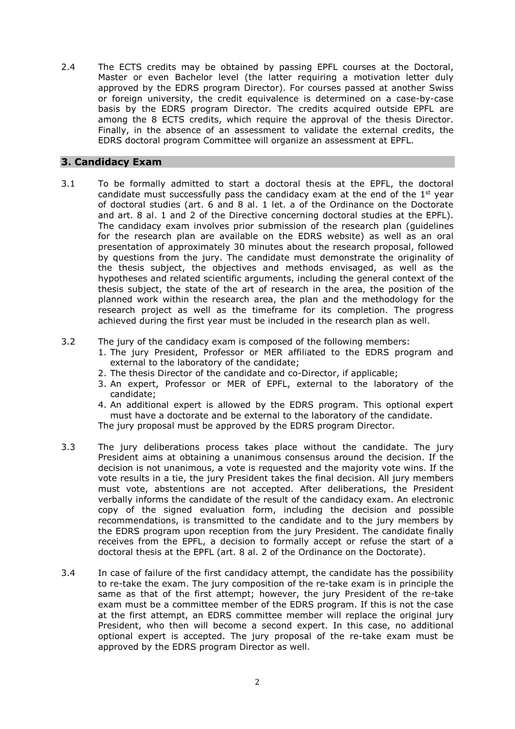2.4 The ECTS credits may be obtained by passing EPFL courses at the Doctoral, Master or even Bachelor level (the latter requiring a motivation letter duly approved by the EDRS program Director). For courses passed at another Swiss or foreign university, the credit equivalence is determined on a case-by-case basis by the EDRS program Director. The credits acquired outside EPFL are among the 8 ECTS credits, which require the approval of the thesis Director. Finally, in the absence of an assessment to validate the external credits, the EDRS doctoral program Committee will organize an assessment at EPFL.

## 3. Candidacy Exam

3.1 To be formally admitted to start a doctoral thesis at the EPFL, the doctoral candidate must successfully pass the candidacy exam at the end of the 1st year of doctoral studies (art. 6 and 8 al. 1 let. a of the Ordinance on the Doctorate and art. 8 al. 1 and 2 of the Directive concerning doctoral studies at the EPFL). The candidacy exam involves prior submission of the research plan (guidelines for the research plan are available on the EDRS website) as well as an oral presentation of approximately 30 minutes about the research proposal, followed by questions from the jury. The candidate must demonstrate the originality of the thesis subject, the objectives and methods envisaged, as well as the hypotheses and related scientific arguments, including the general context of the thesis subject, the state of the art of research in the area, the position of the planned work within the research area, the plan and the methodology for the research project as well as the timeframe for its completion. The progress achieved during the first year must be included in the research plan as well.

3.2 The jury of the candidacy exam is composed of the following members:

1. The jury President, Professor or MER affiliated to the EDRS program and external to the laboratory of the candidate;
2. The thesis Director of the candidate and co-Director, if applicable;
3. An expert, Professor or MER of EPFL, external to the laboratory of the candidate;
4. An additional expert is allowed by the EDRS program. This optional expert must have a doctorate and be external to the laboratory of the candidate.

The jury proposal must be approved by the EDRS program Director.

3.3 The jury deliberations process takes place without the candidate. The jury President aims at obtaining a unanimous consensus around the decision. If the decision is not unanimous, a vote is requested and the majority vote wins. If the vote results in a tie, the jury President takes the final decision. All jury members must vote, abstentions are not accepted. After deliberations, the President verbally informs the candidate of the result of the candidacy exam. An electronic copy of the signed evaluation form, including the decision and possible recommendations, is transmitted to the candidate and to the jury members by the EDRS program upon reception from the jury President. The candidate finally receives from the EPFL, a decision to formally accept or refuse the start of a doctoral thesis at the EPFL (art. 8 al. 2 of the Ordinance on the Doctorate).

3.4 In case of failure of the first candidacy attempt, the candidate has the possibility to re-take the exam. The jury composition of the re-take exam is in principle the same as that of the first attempt; however, the jury President of the re-take exam must be a committee member of the EDRS program. If this is not the case at the first attempt, an EDRS committee member will replace the original jury President, who then will become a second expert. In this case, no additional optional expert is accepted. The jury proposal of the re-take exam must be approved by the EDRS program Director as well.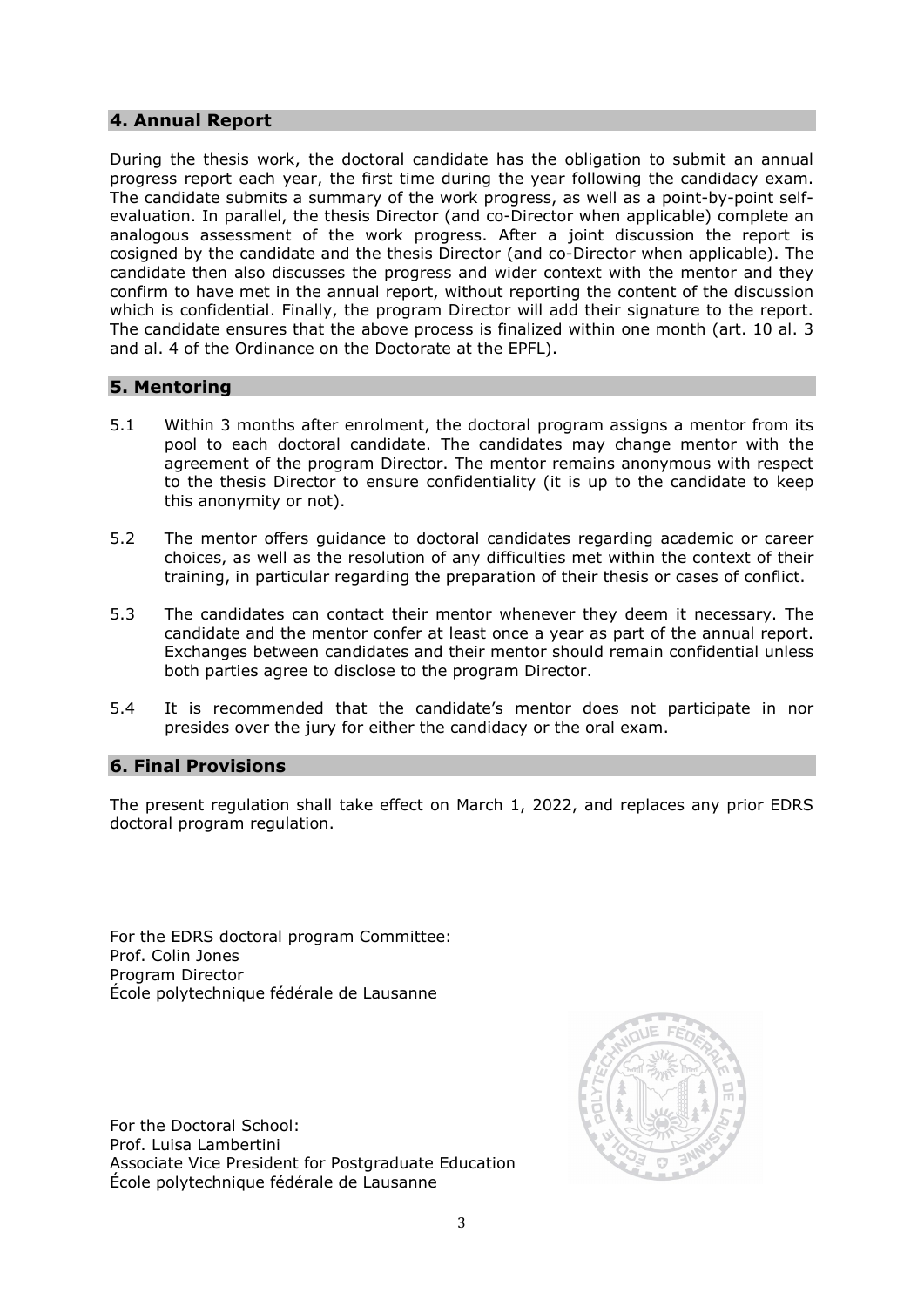## 4. Annual Report

During the thesis work, the doctoral candidate has the obligation to submit an annual progress report each year, the first time during the year following the candidacy exam. The candidate submits a summary of the work progress, as well as a point-by-point self-evaluation. In parallel, the thesis Director (and co-Director when applicable) complete an analogous assessment of the work progress. After a joint discussion the report is cosigned by the candidate and the thesis Director (and co-Director when applicable). The candidate then also discusses the progress and wider context with the mentor and they confirm to have met in the annual report, without reporting the content of the discussion which is confidential. Finally, the program Director will add their signature to the report. The candidate ensures that the above process is finalized within one month (art. 10 al. 3 and al. 4 of the Ordinance on the Doctorate at the EPFL).

## 5. Mentoring

5.1 Within 3 months after enrolment, the doctoral program assigns a mentor from its pool to each doctoral candidate. The candidates may change mentor with the agreement of the program Director. The mentor remains anonymous with respect to the thesis Director to ensure confidentiality (it is up to the candidate to keep this anonymity or not).

5.2 The mentor offers guidance to doctoral candidates regarding academic or career choices, as well as the resolution of any difficulties met within the context of their training, in particular regarding the preparation of their thesis or cases of conflict.

5.3 The candidates can contact their mentor whenever they deem it necessary. The candidate and the mentor confer at least once a year as part of the annual report. Exchanges between candidates and their mentor should remain confidential unless both parties agree to disclose to the program Director.

5.4 It is recommended that the candidate's mentor does not participate in nor presides over the jury for either the candidacy or the oral exam.

## 6. Final Provisions

The present regulation shall take effect on March 1, 2022, and replaces any prior EDRS doctoral program regulation.

For the EDRS doctoral program Committee:
Prof. Colin Jones
Program Director
École polytechnique fédérale de Lausanne

For the Doctoral School:
Prof. Luisa Lambertini
Associate Vice President for Postgraduate Education
École polytechnique fédérale de Lausanne